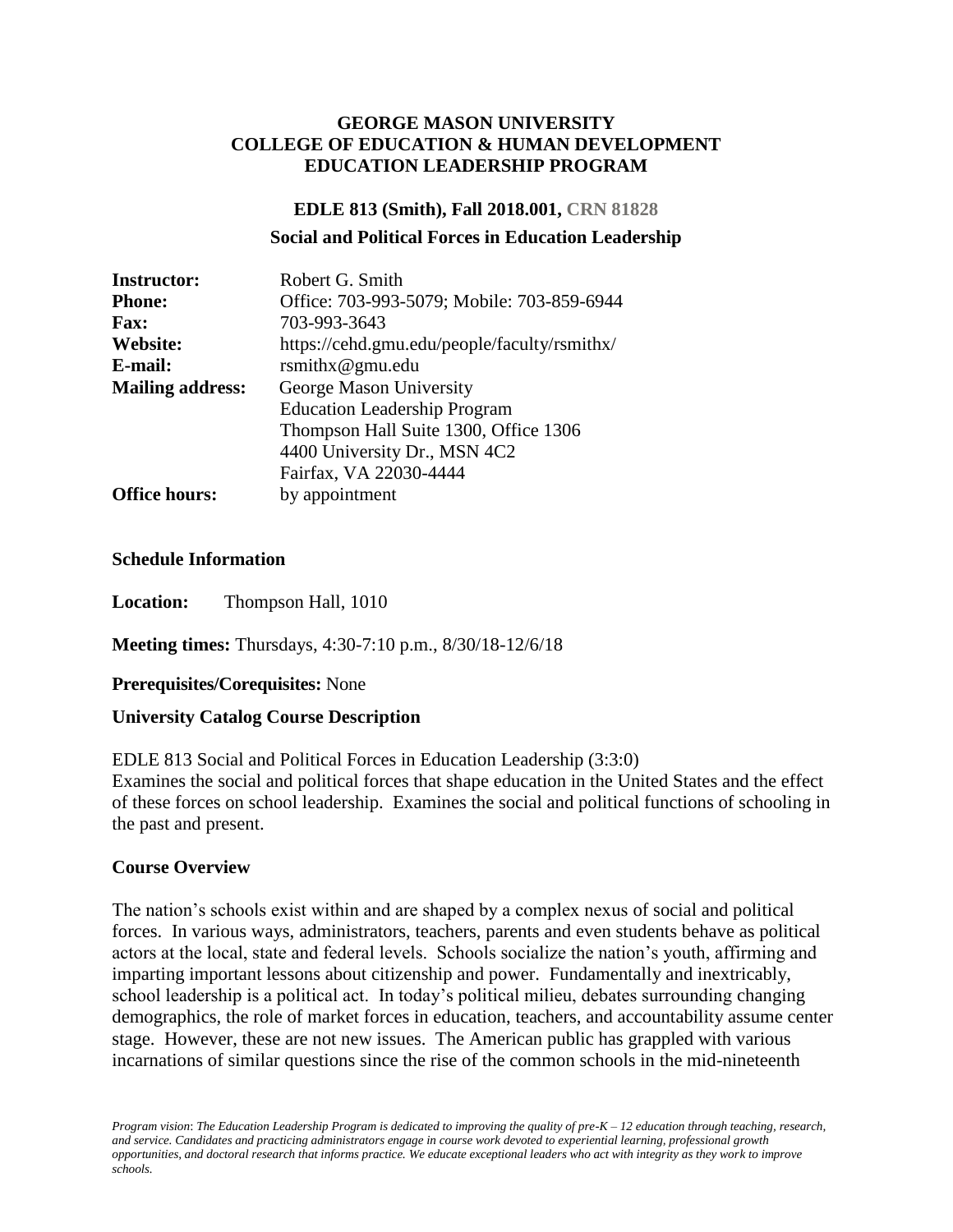# GEORGE MASON UNIVERSITY
# COLLEGE OF EDUCATION & HUMAN DEVELOPMENT
# EDUCATION LEADERSHIP PROGRAM

## EDLE 813 (Smith), Fall 2018.001, CRN 81828

## Social and Political Forces in Education Leadership

| | |
|---|---|
| **Instructor:** | Robert G. Smith |
| **Phone:** | Office: 703-993-5079; Mobile: 703-859-6944 |
| **Fax:** | 703-993-3643 |
| **Website:** | https://cehd.gmu.edu/people/faculty/rsmithx/ |
| **E-mail:** | rsmithx@gmu.edu |
| **Mailing address:** | George Mason University<br>Education Leadership Program<br>Thompson Hall Suite 1300, Office 1306<br>4400 University Dr., MSN 4C2<br>Fairfax, VA 22030-4444 |
| **Office hours:** | by appointment |

### Schedule Information

**Location:** Thompson Hall, 1010

**Meeting times:** Thursdays, 4:30-7:10 p.m., 8/30/18-12/6/18

**Prerequisites/Corequisites:** None

### University Catalog Course Description

EDLE 813 Social and Political Forces in Education Leadership (3:3:0)
Examines the social and political forces that shape education in the United States and the effect of these forces on school leadership. Examines the social and political functions of schooling in the past and present.

### Course Overview

The nation's schools exist within and are shaped by a complex nexus of social and political forces. In various ways, administrators, teachers, parents and even students behave as political actors at the local, state and federal levels. Schools socialize the nation's youth, affirming and imparting important lessons about citizenship and power. Fundamentally and inextricably, school leadership is a political act. In today's political milieu, debates surrounding changing demographics, the role of market forces in education, teachers, and accountability assume center stage. However, these are not new issues. The American public has grappled with various incarnations of similar questions since the rise of the common schools in the mid-nineteenth

*Program vision*: *The Education Leadership Program is dedicated to improving the quality of pre-K – 12 education through teaching, research, and service. Candidates and practicing administrators engage in course work devoted to experiential learning, professional growth opportunities, and doctoral research that informs practice. We educate exceptional leaders who act with integrity as they work to improve schools.*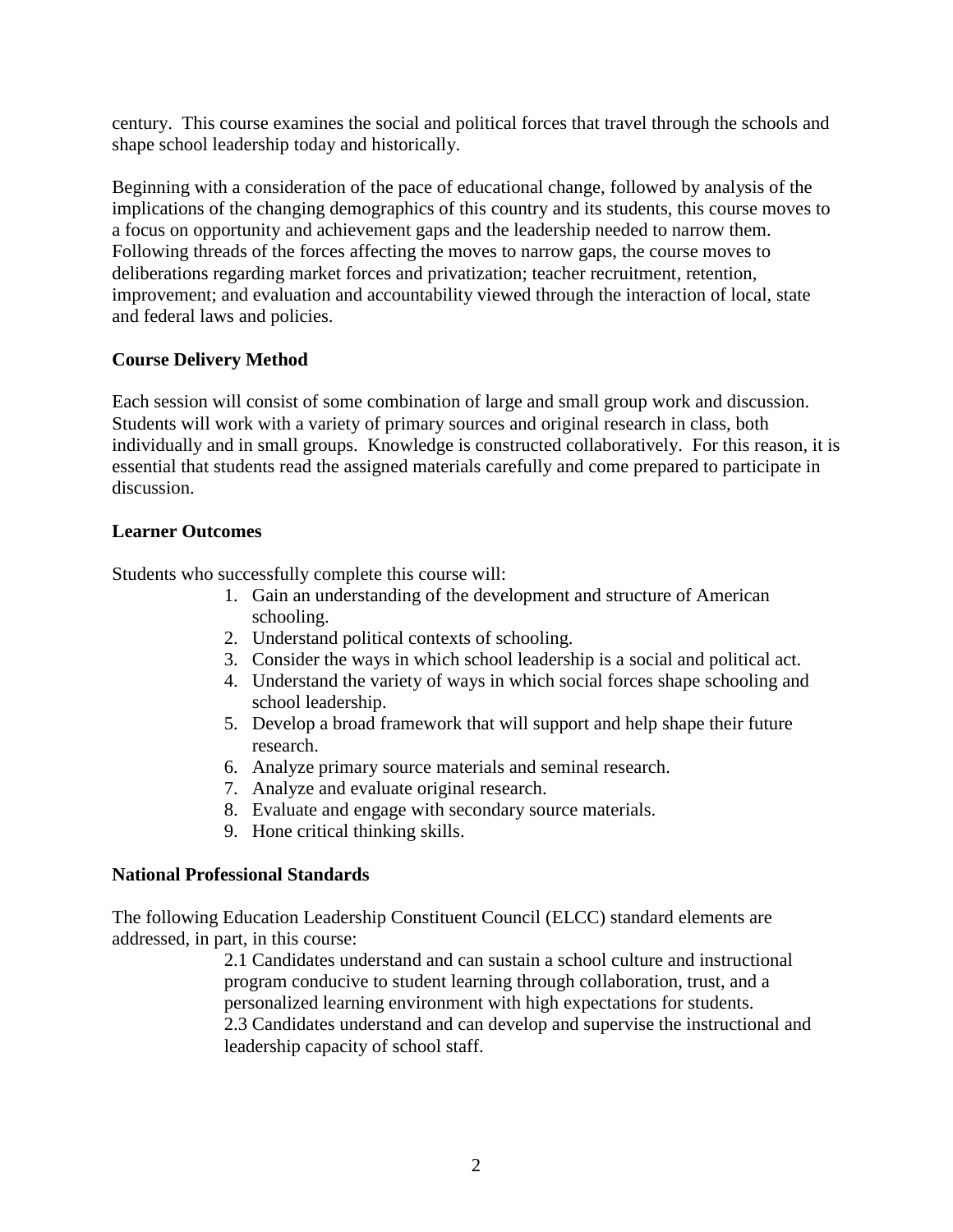century. This course examines the social and political forces that travel through the schools and shape school leadership today and historically.

Beginning with a consideration of the pace of educational change, followed by analysis of the implications of the changing demographics of this country and its students, this course moves to a focus on opportunity and achievement gaps and the leadership needed to narrow them. Following threads of the forces affecting the moves to narrow gaps, the course moves to deliberations regarding market forces and privatization; teacher recruitment, retention, improvement; and evaluation and accountability viewed through the interaction of local, state and federal laws and policies.

**Course Delivery Method**

Each session will consist of some combination of large and small group work and discussion. Students will work with a variety of primary sources and original research in class, both individually and in small groups. Knowledge is constructed collaboratively. For this reason, it is essential that students read the assigned materials carefully and come prepared to participate in discussion.

**Learner Outcomes**

Students who successfully complete this course will:

1. Gain an understanding of the development and structure of American schooling.
2. Understand political contexts of schooling.
3. Consider the ways in which school leadership is a social and political act.
4. Understand the variety of ways in which social forces shape schooling and school leadership.
5. Develop a broad framework that will support and help shape their future research.
6. Analyze primary source materials and seminal research.
7. Analyze and evaluate original research.
8. Evaluate and engage with secondary source materials.
9. Hone critical thinking skills.

**National Professional Standards**

The following Education Leadership Constituent Council (ELCC) standard elements are addressed, in part, in this course:

2.1 Candidates understand and can sustain a school culture and instructional program conducive to student learning through collaboration, trust, and a personalized learning environment with high expectations for students.

2.3 Candidates understand and can develop and supervise the instructional and leadership capacity of school staff.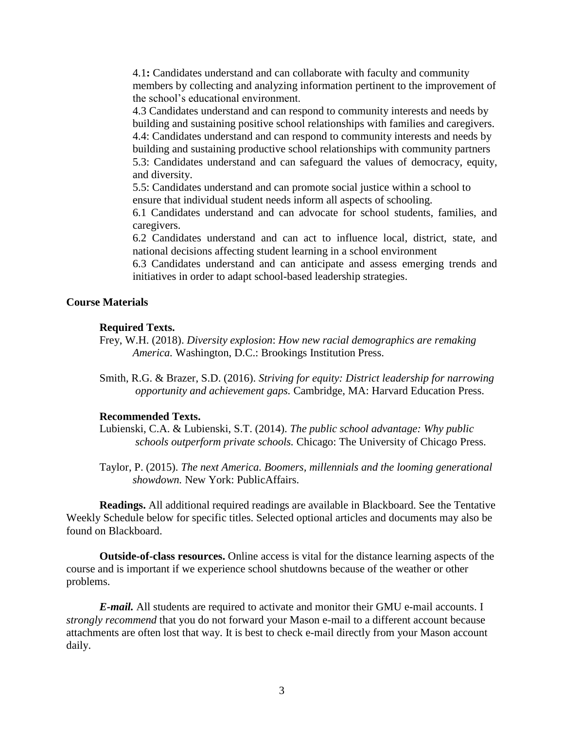4.1**:** Candidates understand and can collaborate with faculty and community members by collecting and analyzing information pertinent to the improvement of the school's educational environment.

4.3 Candidates understand and can respond to community interests and needs by building and sustaining positive school relationships with families and caregivers.

4.4: Candidates understand and can respond to community interests and needs by building and sustaining productive school relationships with community partners

5.3: Candidates understand and can safeguard the values of democracy, equity, and diversity.

5.5: Candidates understand and can promote social justice within a school to ensure that individual student needs inform all aspects of schooling.

6.1 Candidates understand and can advocate for school students, families, and caregivers.

6.2 Candidates understand and can act to influence local, district, state, and national decisions affecting student learning in a school environment

6.3 Candidates understand and can anticipate and assess emerging trends and initiatives in order to adapt school-based leadership strategies.

## Course Materials

**Required Texts.**

Frey, W.H. (2018). *Diversity explosion*: *How new racial demographics are remaking America.* Washington, D.C.: Brookings Institution Press.

Smith, R.G. & Brazer, S.D. (2016). *Striving for equity: District leadership for narrowing opportunity and achievement gaps.* Cambridge, MA: Harvard Education Press.

**Recommended Texts.**

Lubienski, C.A. & Lubienski, S.T. (2014). *The public school advantage: Why public schools outperform private schools.* Chicago: The University of Chicago Press.

Taylor, P. (2015). *The next America. Boomers, millennials and the looming generational showdown.* New York: PublicAffairs.

**Readings.** All additional required readings are available in Blackboard. See the Tentative Weekly Schedule below for specific titles. Selected optional articles and documents may also be found on Blackboard.

**Outside-of-class resources.** Online access is vital for the distance learning aspects of the course and is important if we experience school shutdowns because of the weather or other problems.

***E-mail.*** All students are required to activate and monitor their GMU e-mail accounts. I *strongly recommend* that you do not forward your Mason e-mail to a different account because attachments are often lost that way. It is best to check e-mail directly from your Mason account daily.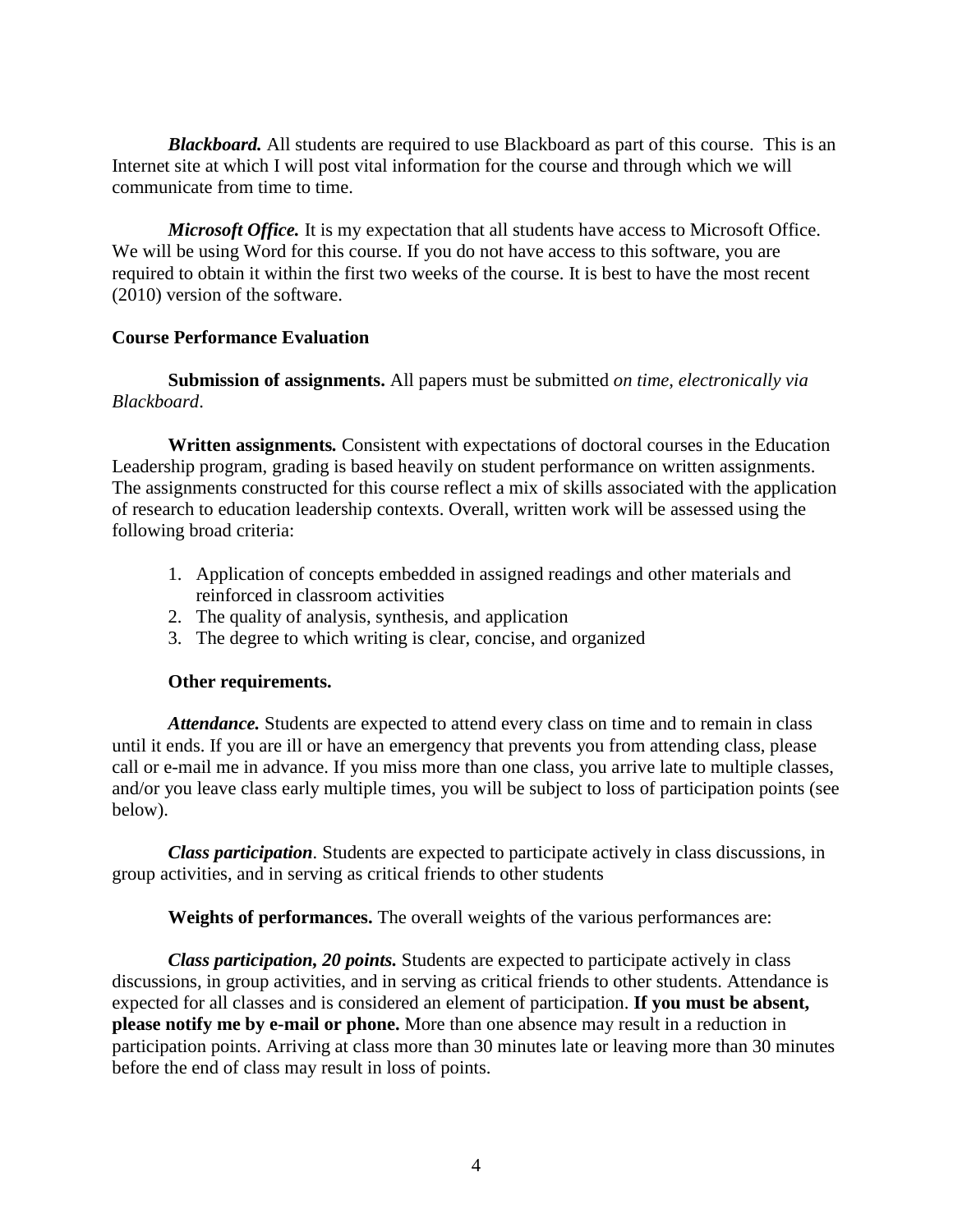***Blackboard.*** All students are required to use Blackboard as part of this course. This is an Internet site at which I will post vital information for the course and through which we will communicate from time to time.

***Microsoft Office.*** It is my expectation that all students have access to Microsoft Office. We will be using Word for this course. If you do not have access to this software, you are required to obtain it within the first two weeks of the course. It is best to have the most recent (2010) version of the software.

**Course Performance Evaluation**

**Submission of assignments.** All papers must be submitted *on time, electronically via Blackboard*.

**Written assignments.** Consistent with expectations of doctoral courses in the Education Leadership program, grading is based heavily on student performance on written assignments. The assignments constructed for this course reflect a mix of skills associated with the application of research to education leadership contexts. Overall, written work will be assessed using the following broad criteria:

1. Application of concepts embedded in assigned readings and other materials and reinforced in classroom activities
2. The quality of analysis, synthesis, and application
3. The degree to which writing is clear, concise, and organized

**Other requirements.**

***Attendance.*** Students are expected to attend every class on time and to remain in class until it ends. If you are ill or have an emergency that prevents you from attending class, please call or e-mail me in advance. If you miss more than one class, you arrive late to multiple classes, and/or you leave class early multiple times, you will be subject to loss of participation points (see below).

***Class participation***. Students are expected to participate actively in class discussions, in group activities, and in serving as critical friends to other students

**Weights of performances.** The overall weights of the various performances are:

***Class participation, 20 points.*** Students are expected to participate actively in class discussions, in group activities, and in serving as critical friends to other students. Attendance is expected for all classes and is considered an element of participation. **If you must be absent, please notify me by e-mail or phone.** More than one absence may result in a reduction in participation points. Arriving at class more than 30 minutes late or leaving more than 30 minutes before the end of class may result in loss of points.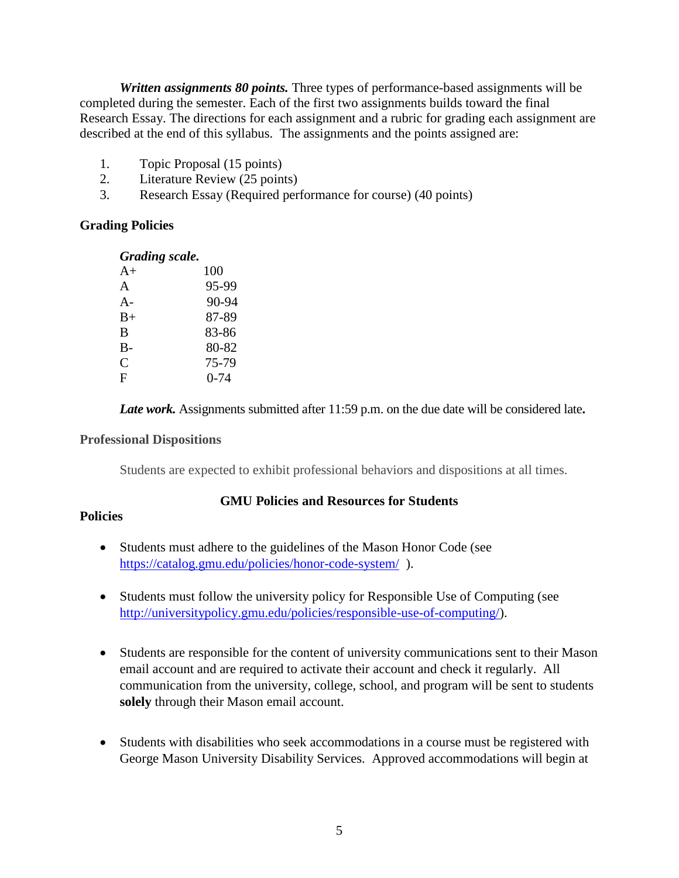***Written assignments 80 points.*** Three types of performance-based assignments will be completed during the semester. Each of the first two assignments builds toward the final Research Essay. The directions for each assignment and a rubric for grading each assignment are described at the end of this syllabus. The assignments and the points assigned are:

1. Topic Proposal (15 points)
2. Literature Review (25 points)
3. Research Essay (Required performance for course) (40 points)

### Grading Policies

***Grading scale.***

| | |
|---|---|
| A+ | 100 |
| A | 95-99 |
| A- | 90-94 |
| B+ | 87-89 |
| B | 83-86 |
| B- | 80-82 |
| C | 75-79 |
| F | 0-74 |

***Late work.*** Assignments submitted after 11:59 p.m. on the due date will be considered late**.**

### Professional Dispositions

Students are expected to exhibit professional behaviors and dispositions at all times.

## GMU Policies and Resources for Students

### Policies

- Students must adhere to the guidelines of the Mason Honor Code (see https://catalog.gmu.edu/policies/honor-code-system/ ).

- Students must follow the university policy for Responsible Use of Computing (see http://universitypolicy.gmu.edu/policies/responsible-use-of-computing/).

- Students are responsible for the content of university communications sent to their Mason email account and are required to activate their account and check it regularly. All communication from the university, college, school, and program will be sent to students **solely** through their Mason email account.

- Students with disabilities who seek accommodations in a course must be registered with George Mason University Disability Services. Approved accommodations will begin at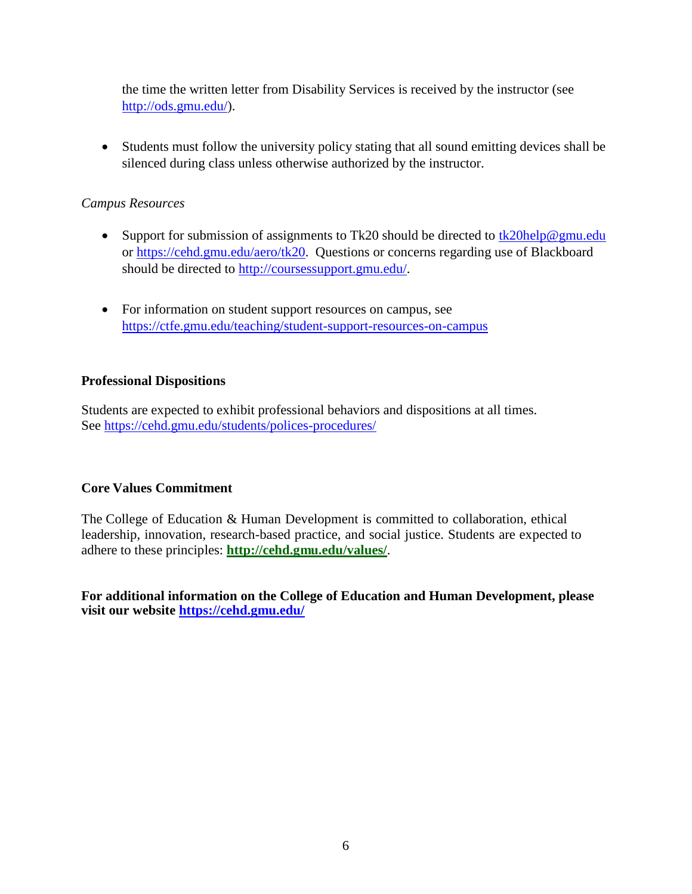the time the written letter from Disability Services is received by the instructor (see http://ods.gmu.edu/).

- Students must follow the university policy stating that all sound emitting devices shall be silenced during class unless otherwise authorized by the instructor.

*Campus Resources*

- Support for submission of assignments to Tk20 should be directed to tk20help@gmu.edu or https://cehd.gmu.edu/aero/tk20. Questions or concerns regarding use of Blackboard should be directed to http://coursessupport.gmu.edu/.

- For information on student support resources on campus, see https://ctfe.gmu.edu/teaching/student-support-resources-on-campus

**Professional Dispositions**

Students are expected to exhibit professional behaviors and dispositions at all times. See https://cehd.gmu.edu/students/polices-procedures/

**Core Values Commitment**

The College of Education & Human Development is committed to collaboration, ethical leadership, innovation, research-based practice, and social justice. Students are expected to adhere to these principles: **http://cehd.gmu.edu/values/**.

**For additional information on the College of Education and Human Development, please visit our website https://cehd.gmu.edu/**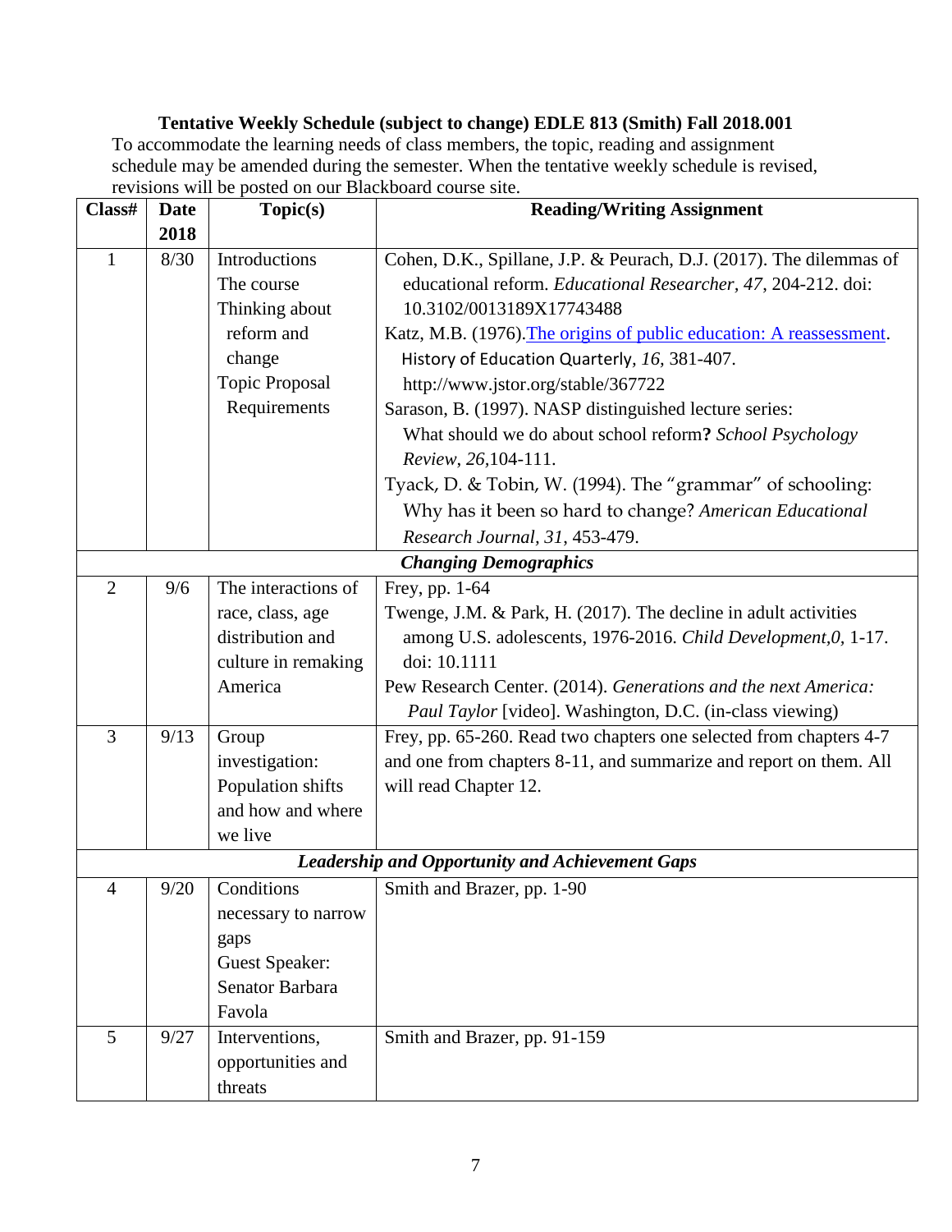**Tentative Weekly Schedule (subject to change) EDLE 813 (Smith) Fall 2018.001**

To accommodate the learning needs of class members, the topic, reading and assignment schedule may be amended during the semester. When the tentative weekly schedule is revised, revisions will be posted on our Blackboard course site.

| Class# | Date 2018 | Topic(s) | Reading/Writing Assignment |
|---|---|---|---|
| 1 | 8/30 | Introductions<br>The course<br>Thinking about reform and change<br>Topic Proposal Requirements | Cohen, D.K., Spillane, J.P. & Peurach, D.J. (2017). The dilemmas of educational reform. *Educational Researcher*, *47*, 204-212. doi: 10.3102/0013189X17743488<br>Katz, M.B. (1976). [The origins of public education: A reassessment](http://www.jstor.org/stable/367722). History of Education Quarterly, *16*, 381-407. http://www.jstor.org/stable/367722<br>Sarason, B. (1997). NASP distinguished lecture series: What should we do about school reform**?** *School Psychology Review*, *26*,104-111.<br>Tyack, D. & Tobin, W. (1994). The "grammar" of schooling: Why has it been so hard to change? *American Educational Research Journal*, *31*, 453-479. |
| | | ***Changing Demographics*** | |
| 2 | 9/6 | The interactions of race, class, age distribution and culture in remaking America | Frey, pp. 1-64<br>Twenge, J.M. & Park, H. (2017). The decline in adult activities among U.S. adolescents, 1976-2016. *Child Development,0*, 1-17. doi: 10.1111<br>Pew Research Center. (2014). *Generations and the next America: Paul Taylor* [video]. Washington, D.C. (in-class viewing) |
| 3 | 9/13 | Group investigation: Population shifts and how and where we live | Frey, pp. 65-260. Read two chapters one selected from chapters 4-7 and one from chapters 8-11, and summarize and report on them. All will read Chapter 12. |
| | | ***Leadership and Opportunity and Achievement Gaps*** | |
| 4 | 9/20 | Conditions necessary to narrow gaps<br>Guest Speaker: Senator Barbara Favola | Smith and Brazer, pp. 1-90 |
| 5 | 9/27 | Interventions, opportunities and threats | Smith and Brazer, pp. 91-159 |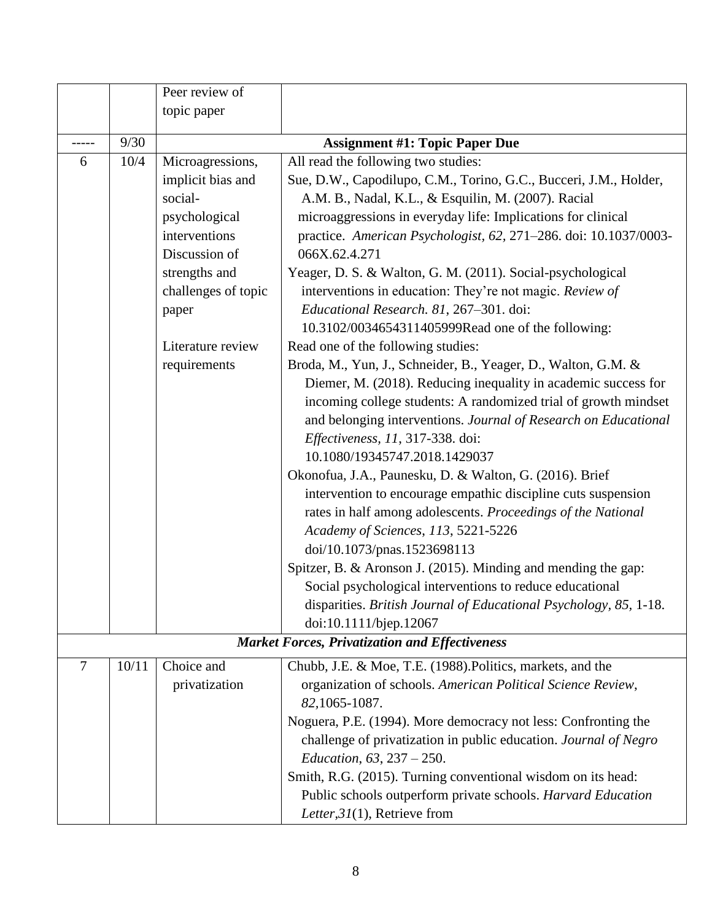| | | | |
|---|---|---|---|
| | | Peer review of topic paper | |
| ----- | 9/30 | **Assignment #1: Topic Paper Due** | |
| 6 | 10/4 | Microagressions, implicit bias and social-psychological interventions<br>Discussion of strengths and challenges of topic paper<br><br>Literature review requirements | All read the following two studies:<br>Sue, D.W., Capodilupo, C.M., Torino, G.C., Bucceri, J.M., Holder, A.M. B., Nadal, K.L., & Esquilin, M. (2007). Racial microaggressions in everyday life: Implications for clinical practice. *American Psychologist, 62,* 271–286. doi: 10.1037/0003-066X.62.4.271<br>Yeager, D. S. & Walton, G. M. (2011). Social-psychological interventions in education: They're not magic. *Review of Educational Research. 81,* 267–301. doi: 10.3102/0034654311405999Read one of the following:<br>Read one of the following studies:<br>Broda, M., Yun, J., Schneider, B., Yeager, D., Walton, G.M. & Diemer, M. (2018). Reducing inequality in academic success for incoming college students: A randomized trial of growth mindset and belonging interventions. *Journal of Research on Educational Effectiveness, 11*, 317-338. doi: 10.1080/19345747.2018.1429037<br>Okonofua, J.A., Paunesku, D. & Walton, G. (2016). Brief intervention to encourage empathic discipline cuts suspension rates in half among adolescents. *Proceedings of the National Academy of Sciences, 113*, 5221-5226 doi/10.1073/pnas.1523698113<br>Spitzer, B. & Aronson J. (2015). Minding and mending the gap: Social psychological interventions to reduce educational disparities. *British Journal of Educational Psychology, 85*, 1-18. doi:10.1111/bjep.12067 |
| ***Market Forces, Privatization and Effectiveness*** | | | |
| 7 | 10/11 | Choice and privatization | Chubb, J.E. & Moe, T.E. (1988).Politics, markets, and the organization of schools. *American Political Science Review, 82*,1065-1087.<br>Noguera, P.E. (1994). More democracy not less: Confronting the challenge of privatization in public education. *Journal of Negro Education, 63*, 237 – 250.<br>Smith, R.G. (2015). Turning conventional wisdom on its head: Public schools outperform private schools. *Harvard Education Letter,31*(1), Retrieve from |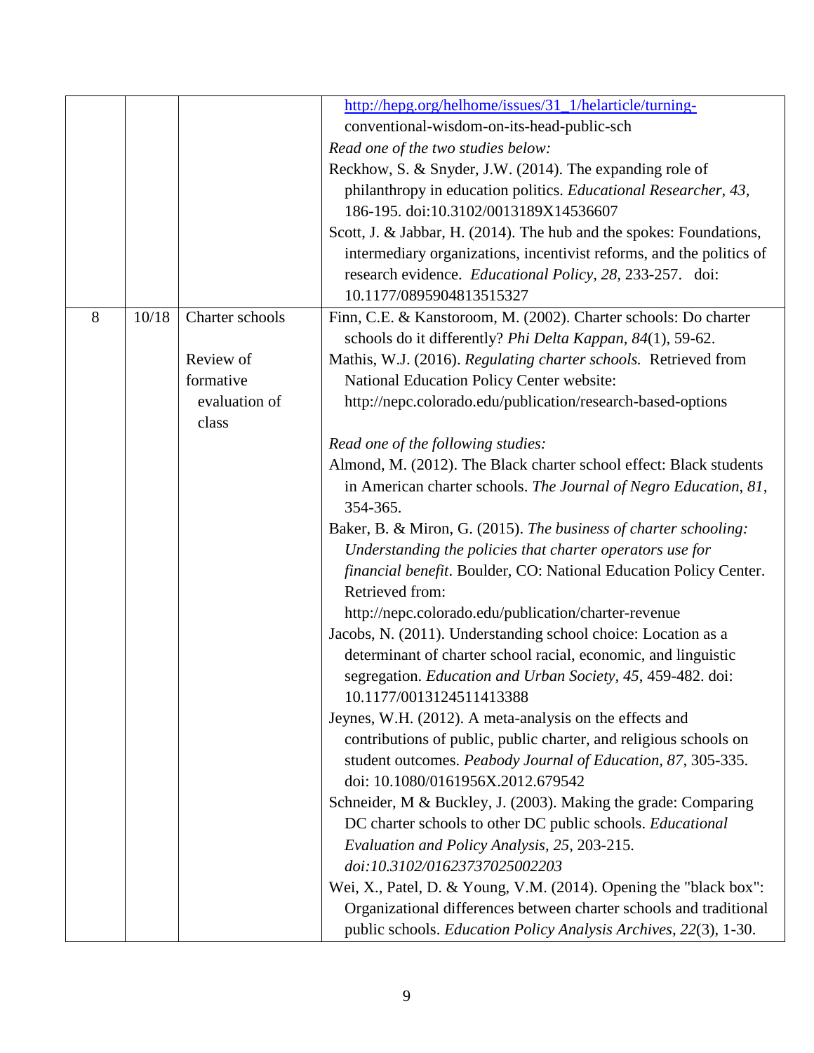| | | | |
|---|---|---|---|
| | | | http://hepg.org/helhome/issues/31_1/helarticle/turning-conventional-wisdom-on-its-head-public-sch<br>*Read one of the two studies below:*<br>Reckhow, S. & Snyder, J.W. (2014). The expanding role of philanthropy in education politics. *Educational Researcher, 43,* 186-195. doi:10.3102/0013189X14536607<br>Scott, J. & Jabbar, H. (2014). The hub and the spokes: Foundations, intermediary organizations, incentivist reforms, and the politics of research evidence. *Educational Policy, 28,* 233-257. doi: 10.1177/0895904813515327 |
| 8 | 10/18 | Charter schools<br><br>Review of formative evaluation of class | Finn, C.E. & Kanstoroom, M. (2002). Charter schools: Do charter schools do it differently? *Phi Delta Kappan, 84*(1), 59-62.<br>Mathis, W.J. (2016). *Regulating charter schools.* Retrieved from National Education Policy Center website: http://nepc.colorado.edu/publication/research-based-options<br><br>*Read one of the following studies:*<br>Almond, M. (2012). The Black charter school effect: Black students in American charter schools. *The Journal of Negro Education, 81,* 354-365.<br>Baker, B. & Miron, G. (2015). *The business of charter schooling: Understanding the policies that charter operators use for financial benefit*. Boulder, CO: National Education Policy Center. Retrieved from: http://nepc.colorado.edu/publication/charter-revenue<br>Jacobs, N. (2011). Understanding school choice: Location as a determinant of charter school racial, economic, and linguistic segregation. *Education and Urban Society, 45*, 459-482. doi: 10.1177/0013124511413388<br>Jeynes, W.H. (2012). A meta-analysis on the effects and contributions of public, public charter, and religious schools on student outcomes. *Peabody Journal of Education*, *87*, 305-335. doi: 10.1080/0161956X.2012.679542<br>Schneider, M & Buckley, J. (2003). Making the grade: Comparing DC charter schools to other DC public schools. *Educational Evaluation and Policy Analysis*, *25*, 203-215. *doi:10.3102/01623737025002203*<br>Wei, X., Patel, D. & Young, V.M. (2014). Opening the "black box": Organizational differences between charter schools and traditional public schools. *Education Policy Analysis Archives, 22*(3), 1-30. |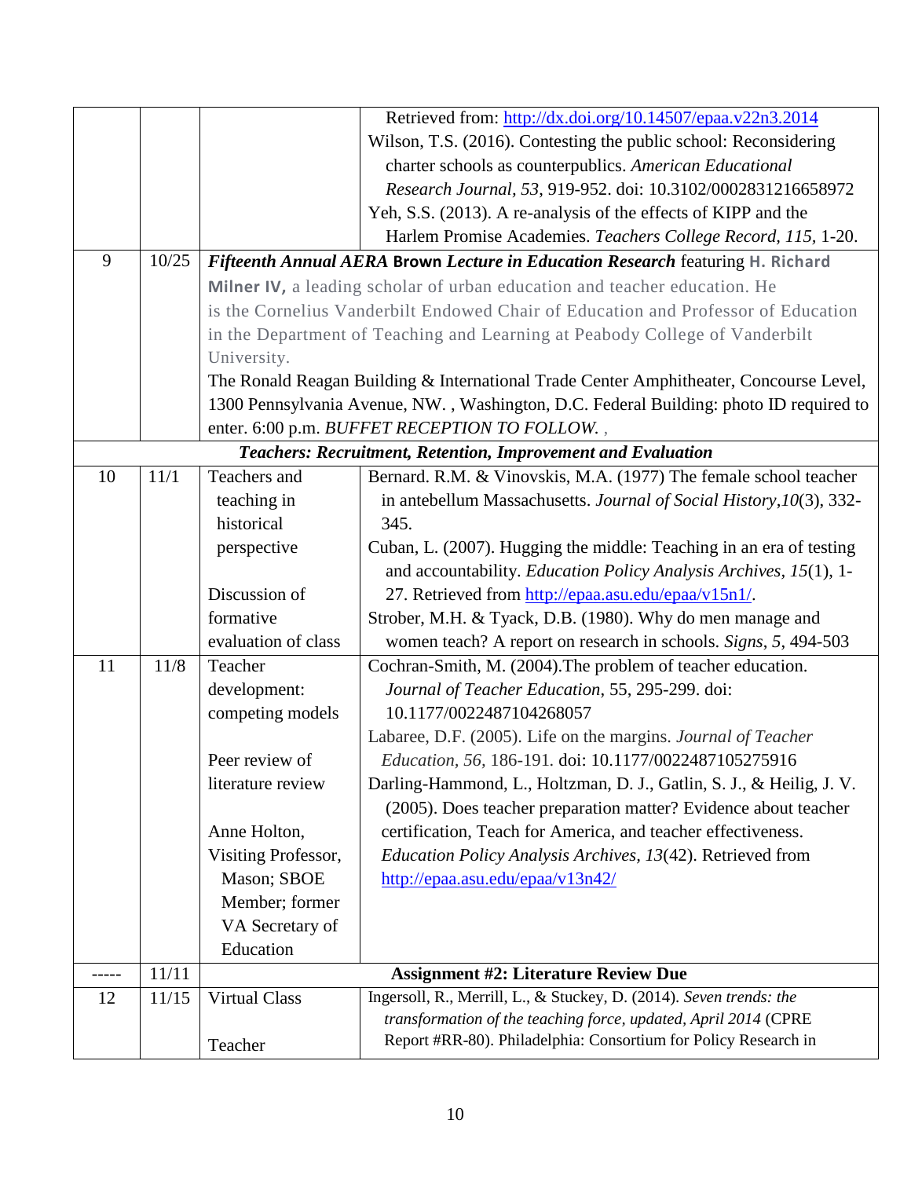| | | | |
|---|---|---|---|
| | | | Retrieved from: http://dx.doi.org/10.14507/epaa.v22n3.2014<br>Wilson, T.S. (2016). Contesting the public school: Reconsidering charter schools as counterpublics. *American Educational Research Journal, 53*, 919-952. doi: 10.3102/0002831216658972<br>Yeh, S.S. (2013). A re-analysis of the effects of KIPP and the Harlem Promise Academies. *Teachers College Record, 115*, 1-20. |
| 9 | 10/25 | ***Fifteenth Annual AERA* Brown *Lecture in Education Research*** featuring **H. Richard Milner IV,** a leading scholar of urban education and teacher education. He is the Cornelius Vanderbilt Endowed Chair of Education and Professor of Education in the Department of Teaching and Learning at Peabody College of Vanderbilt University.<br>The Ronald Reagan Building & International Trade Center Amphitheater, Concourse Level, 1300 Pennsylvania Avenue, NW. , Washington, D.C. Federal Building: photo ID required to enter. 6:00 p.m. *BUFFET RECEPTION TO FOLLOW.* , | |
| | | ***Teachers: Recruitment, Retention, Improvement and Evaluation*** | |
| 10 | 11/1 | Teachers and teaching in historical perspective<br><br>Discussion of formative evaluation of class | Bernard. R.M. & Vinovskis, M.A. (1977) The female school teacher in antebellum Massachusetts. *Journal of Social History*,*10*(3), 332-345.<br>Cuban, L. (2007). Hugging the middle: Teaching in an era of testing and accountability. *Education Policy Analysis Archives, 15*(1), 1-27. Retrieved from http://epaa.asu.edu/epaa/v15n1/.<br>Strober, M.H. & Tyack, D.B. (1980). Why do men manage and women teach? A report on research in schools. *Signs*, *5*, 494-503 |
| 11 | 11/8 | Teacher development: competing models<br><br>Peer review of literature review<br><br>Anne Holton, Visiting Professor, Mason; SBOE Member; former VA Secretary of Education | Cochran-Smith, M. (2004).The problem of teacher education. *Journal of Teacher Education*, 55, 295-299. doi: 10.1177/0022487104268057<br>Labaree, D.F. (2005). Life on the margins. *Journal of Teacher Education, 56*, 186-191. doi: 10.1177/0022487105275916<br>Darling-Hammond, L., Holtzman, D. J., Gatlin, S. J., & Heilig, J. V. (2005). Does teacher preparation matter? Evidence about teacher certification, Teach for America, and teacher effectiveness. *Education Policy Analysis Archives, 13*(42). Retrieved from http://epaa.asu.edu/epaa/v13n42/ |
| ----- | 11/11 | **Assignment #2: Literature Review Due** | |
| 12 | 11/15 | Virtual Class<br><br>Teacher | Ingersoll, R., Merrill, L., & Stuckey, D. (2014). *Seven trends: the transformation of the teaching force, updated, April 2014* (CPRE Report #RR-80). Philadelphia: Consortium for Policy Research in |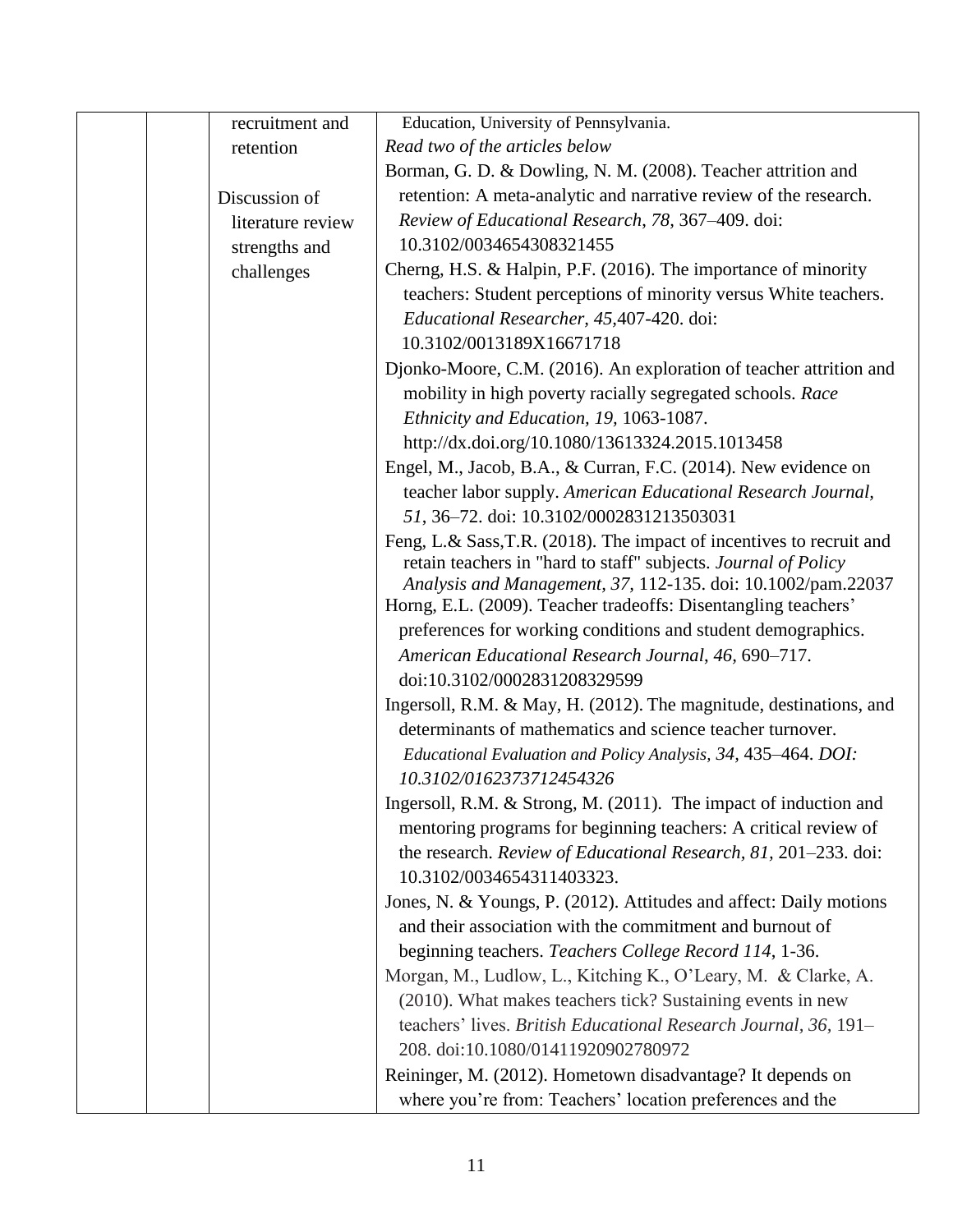|  |  |  |  |
|---|---|---|---|
|  |  | recruitment and retention<br><br>Discussion of literature review strengths and challenges | Education, University of Pennsylvania.<br>*Read two of the articles below*<br>Borman, G. D. & Dowling, N. M. (2008). Teacher attrition and retention: A meta-analytic and narrative review of the research. *Review of Educational Research, 78,* 367–409. doi: 10.3102/0034654308321455<br>Cherng, H.S. & Halpin, P.F. (2016). The importance of minority teachers: Student perceptions of minority versus White teachers. *Educational Researcher, 45,*407-420. doi: 10.3102/0013189X16671718<br>Djonko-Moore, C.M. (2016). An exploration of teacher attrition and mobility in high poverty racially segregated schools. *Race Ethnicity and Education, 19,* 1063-1087. http://dx.doi.org/10.1080/13613324.2015.1013458<br>Engel, M., Jacob, B.A., & Curran, F.C. (2014). New evidence on teacher labor supply. *American Educational Research Journal, 51,* 36–72. doi: 10.3102/0002831213503031<br>Feng, L.& Sass,T.R. (2018). The impact of incentives to recruit and retain teachers in "hard to staff" subjects. *Journal of Policy Analysis and Management, 37,* 112-135. doi: 10.1002/pam.22037<br>Horng, E.L. (2009). Teacher tradeoffs: Disentangling teachers' preferences for working conditions and student demographics. *American Educational Research Journal, 46,* 690–717. doi:10.3102/0002831208329599<br>Ingersoll, R.M. & May, H. (2012). The magnitude, destinations, and determinants of mathematics and science teacher turnover. *Educational Evaluation and Policy Analysis, 34,* 435–464. *DOI: 10.3102/0162373712454326*<br>Ingersoll, R.M. & Strong, M. (2011). The impact of induction and mentoring programs for beginning teachers: A critical review of the research. *Review of Educational Research, 81,* 201–233. doi: 10.3102/0034654311403323.<br>Jones, N. & Youngs, P. (2012). Attitudes and affect: Daily motions and their association with the commitment and burnout of beginning teachers. *Teachers College Record 114*, 1-36.<br>Morgan, M., Ludlow, L., Kitching K., O'Leary, M. & Clarke, A. (2010). What makes teachers tick? Sustaining events in new teachers' lives. *British Educational Research Journal, 36,* 191–208. doi:10.1080/01411920902780972<br>Reininger, M. (2012). Hometown disadvantage? It depends on where you're from: Teachers' location preferences and the |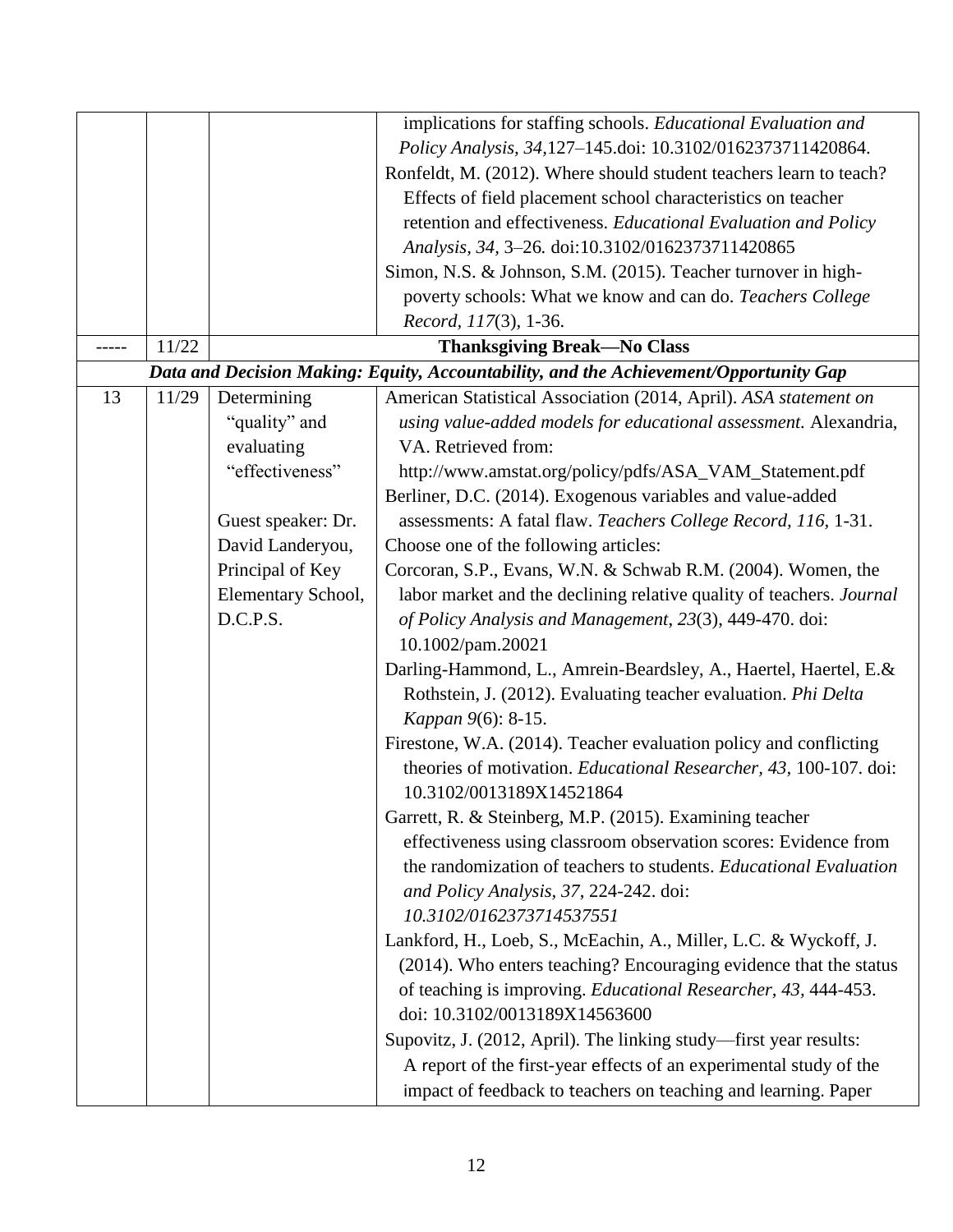| | | | |
|---|---|---|---|
| | | | implications for staffing schools. *Educational Evaluation and Policy Analysis, 34,*127–145.doi: 10.3102/0162373711420864.<br>Ronfeldt, M. (2012). Where should student teachers learn to teach? Effects of field placement school characteristics on teacher retention and effectiveness. *Educational Evaluation and Policy Analysis, 34,* 3–26*.* doi:10.3102/0162373711420865<br>Simon, N.S. & Johnson, S.M. (2015). Teacher turnover in high-poverty schools: What we know and can do. *Teachers College Record, 117*(3), 1-36. |
| ----- | 11/22 | **Thanksgiving Break—No Class** | |
| ***Data and Decision Making: Equity, Accountability, and the Achievement/Opportunity Gap*** | | | |
| 13 | 11/29 | Determining "quality" and evaluating "effectiveness"<br><br>Guest speaker: Dr. David Landeryou, Principal of Key Elementary School, D.C.P.S. | American Statistical Association (2014, April). *ASA statement on using value-added models for educational assessment.* Alexandria, VA. Retrieved from: http://www.amstat.org/policy/pdfs/ASA_VAM_Statement.pdf<br>Berliner, D.C. (2014). Exogenous variables and value-added assessments: A fatal flaw. *Teachers College Record, 116,* 1-31.<br>Choose one of the following articles:<br>Corcoran, S.P., Evans, W.N. & Schwab R.M. (2004). Women, the labor market and the declining relative quality of teachers. *Journal of Policy Analysis and Management*, *23*(3), 449-470. doi: 10.1002/pam.20021<br>Darling-Hammond, L., Amrein-Beardsley, A., Haertel, Haertel, E.& Rothstein, J. (2012). Evaluating teacher evaluation. *Phi Delta Kappan 9*(6): 8-15.<br>Firestone, W.A. (2014). Teacher evaluation policy and conflicting theories of motivation. *Educational Researcher, 43,* 100-107. doi: 10.3102/0013189X14521864<br>Garrett, R. & Steinberg, M.P. (2015). Examining teacher effectiveness using classroom observation scores: Evidence from the randomization of teachers to students. *Educational Evaluation and Policy Analysis, 37,* 224-242. doi: *10.3102/0162373714537551*<br>Lankford, H., Loeb, S., McEachin, A., Miller, L.C. & Wyckoff, J. (2014). Who enters teaching? Encouraging evidence that the status of teaching is improving. *Educational Researcher, 43,* 444-453. doi: 10.3102/0013189X14563600<br>Supovitz, J. (2012, April). The linking study—first year results: A report of the first-year effects of an experimental study of the impact of feedback to teachers on teaching and learning. Paper |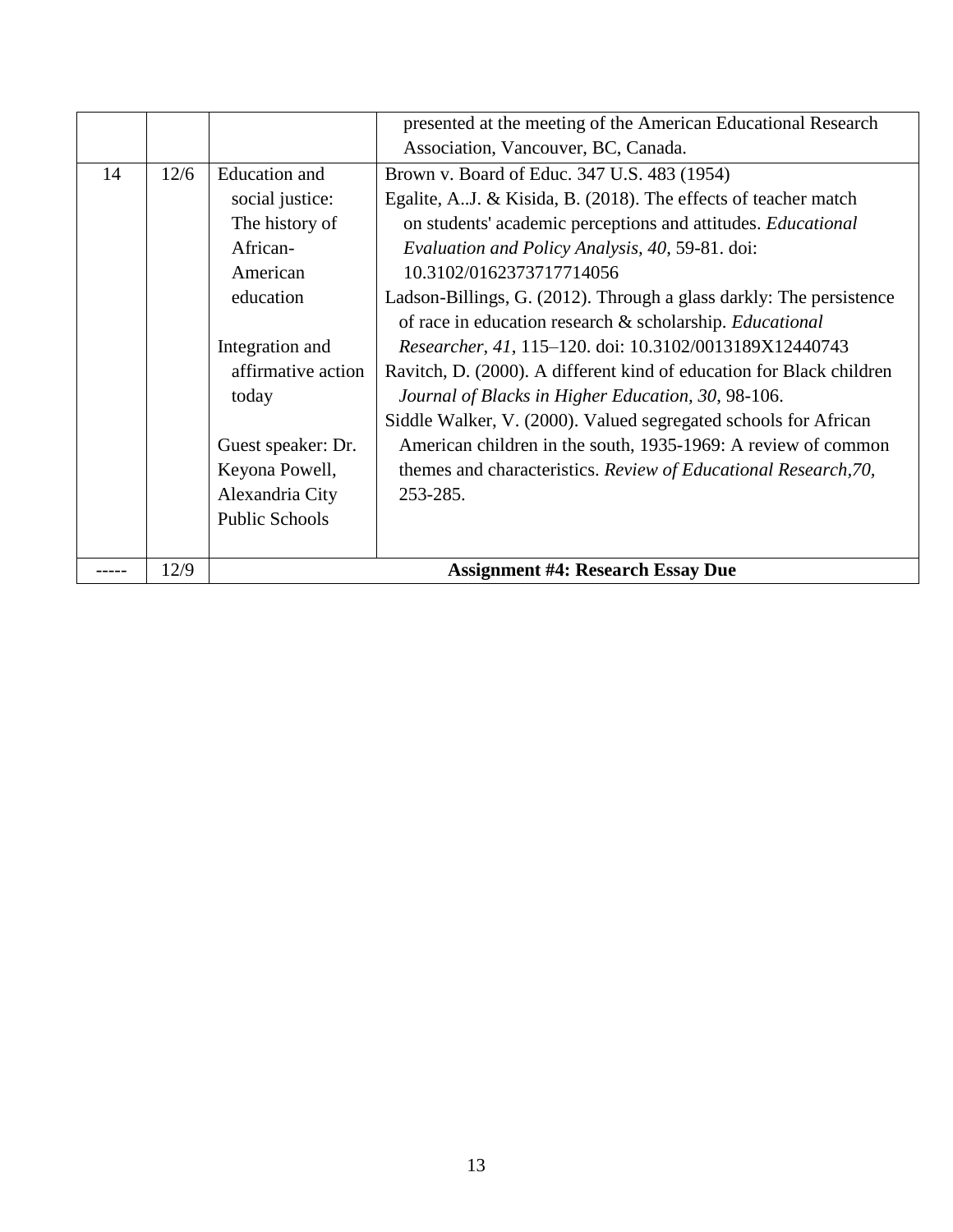| | | | |
|---|---|---|---|
| | | | presented at the meeting of the American Educational Research Association, Vancouver, BC, Canada. |
| 14 | 12/6 | Education and social justice: The history of African-American education<br><br>Integration and affirmative action today<br><br>Guest speaker: Dr. Keyona Powell, Alexandria City Public Schools | Brown v. Board of Educ. 347 U.S. 483 (1954)<br>Egalite, A..J. & Kisida, B. (2018). The effects of teacher match on students' academic perceptions and attitudes. *Educational Evaluation and Policy Analysis, 40*, 59-81. doi: 10.3102/0162373717714056<br>Ladson-Billings, G. (2012). Through a glass darkly: The persistence of race in education research & scholarship. *Educational Researcher*, *41*, 115–120. doi: 10.3102/0013189X12440743<br>Ravitch, D. (2000). A different kind of education for Black children *Journal of Blacks in Higher Education, 30*, 98-106.<br>Siddle Walker, V. (2000). Valued segregated schools for African American children in the south, 1935-1969: A review of common themes and characteristics. *Review of Educational Research,70,* 253-285. |
| ----- | 12/9 | **Assignment #4: Research Essay Due** | |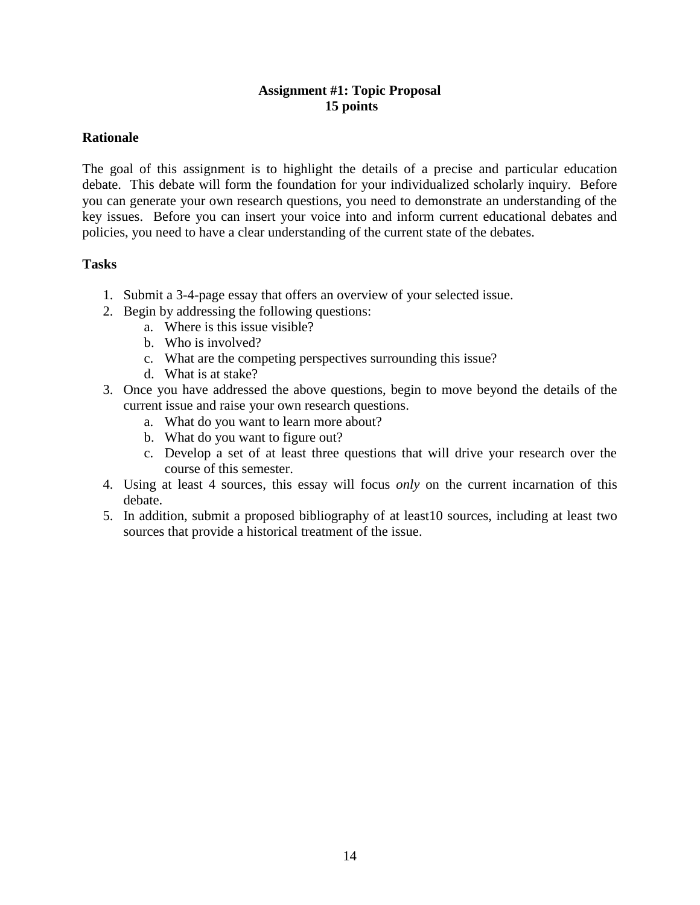## Assignment #1: Topic Proposal
**15 points**

### Rationale

The goal of this assignment is to highlight the details of a precise and particular education debate. This debate will form the foundation for your individualized scholarly inquiry. Before you can generate your own research questions, you need to demonstrate an understanding of the key issues. Before you can insert your voice into and inform current educational debates and policies, you need to have a clear understanding of the current state of the debates.

### Tasks

1. Submit a 3-4-page essay that offers an overview of your selected issue.
2. Begin by addressing the following questions:
   a. Where is this issue visible?
   b. Who is involved?
   c. What are the competing perspectives surrounding this issue?
   d. What is at stake?
3. Once you have addressed the above questions, begin to move beyond the details of the current issue and raise your own research questions.
   a. What do you want to learn more about?
   b. What do you want to figure out?
   c. Develop a set of at least three questions that will drive your research over the course of this semester.
4. Using at least 4 sources, this essay will focus *only* on the current incarnation of this debate.
5. In addition, submit a proposed bibliography of at least10 sources, including at least two sources that provide a historical treatment of the issue.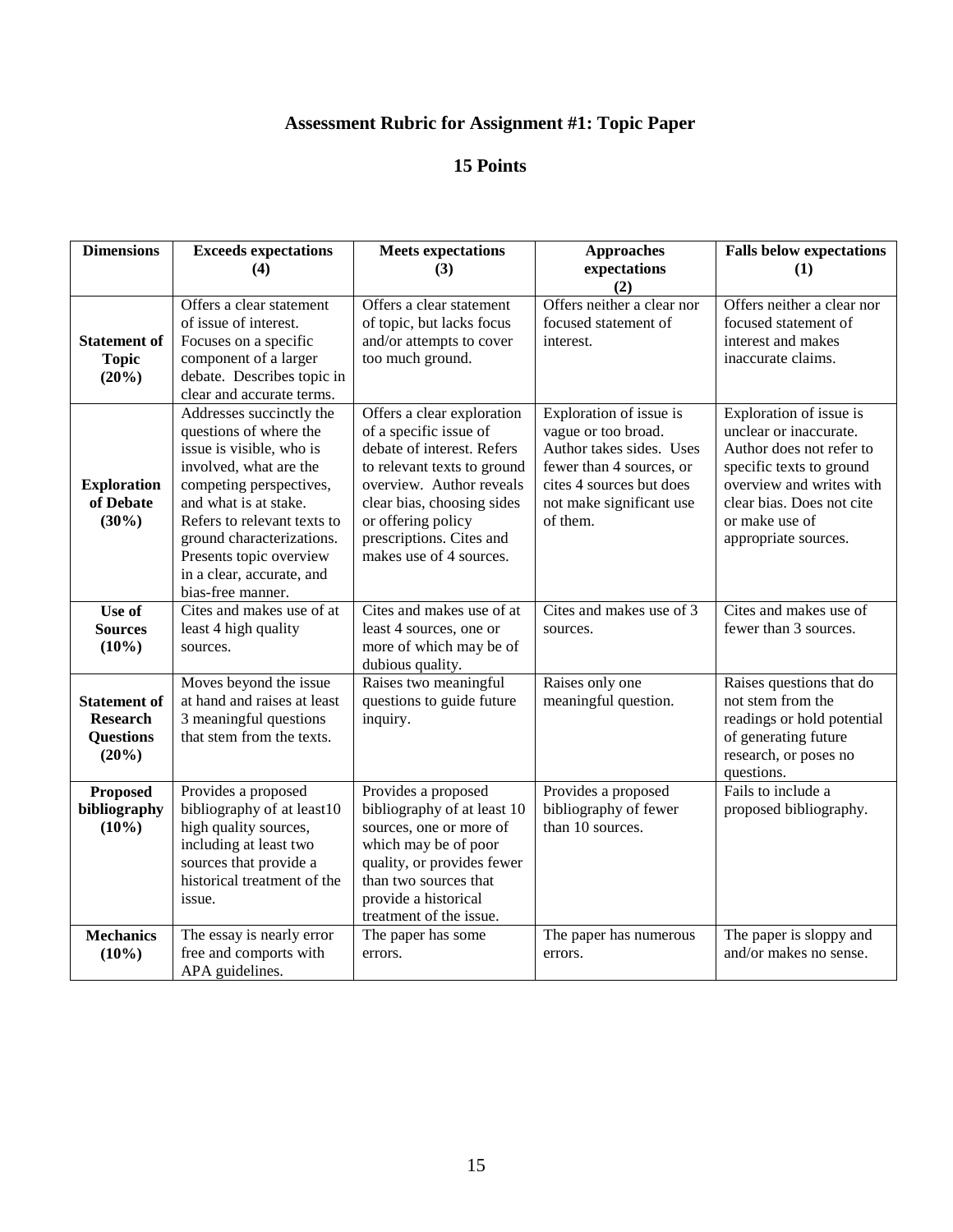# Assessment Rubric for Assignment #1: Topic Paper

## 15 Points

| Dimensions | Exceeds expectations (4) | Meets expectations (3) | Approaches expectations (2) | Falls below expectations (1) |
|---|---|---|---|---|
| **Statement of Topic (20%)** | Offers a clear statement of issue of interest. Focuses on a specific component of a larger debate. Describes topic in clear and accurate terms. | Offers a clear statement of topic, but lacks focus and/or attempts to cover too much ground. | Offers neither a clear nor focused statement of interest. | Offers neither a clear nor focused statement of interest and makes inaccurate claims. |
| **Exploration of Debate (30%)** | Addresses succinctly the questions of where the issue is visible, who is involved, what are the competing perspectives, and what is at stake. Refers to relevant texts to ground characterizations. Presents topic overview in a clear, accurate, and bias-free manner. | Offers a clear exploration of a specific issue of debate of interest. Refers to relevant texts to ground overview. Author reveals clear bias, choosing sides or offering policy prescriptions. Cites and makes use of 4 sources. | Exploration of issue is vague or too broad. Author takes sides. Uses fewer than 4 sources, or cites 4 sources but does not make significant use of them. | Exploration of issue is unclear or inaccurate. Author does not refer to specific texts to ground overview and writes with clear bias. Does not cite or make use of appropriate sources. |
| **Use of Sources (10%)** | Cites and makes use of at least 4 high quality sources. | Cites and makes use of at least 4 sources, one or more of which may be of dubious quality. | Cites and makes use of 3 sources. | Cites and makes use of fewer than 3 sources. |
| **Statement of Research Questions (20%)** | Moves beyond the issue at hand and raises at least 3 meaningful questions that stem from the texts. | Raises two meaningful questions to guide future inquiry. | Raises only one meaningful question. | Raises questions that do not stem from the readings or hold potential of generating future research, or poses no questions. |
| **Proposed bibliography (10%)** | Provides a proposed bibliography of at least10 high quality sources, including at least two sources that provide a historical treatment of the issue. | Provides a proposed bibliography of at least 10 sources, one or more of which may be of poor quality, or provides fewer than two sources that provide a historical treatment of the issue. | Provides a proposed bibliography of fewer than 10 sources. | Fails to include a proposed bibliography. |
| **Mechanics (10%)** | The essay is nearly error free and comports with APA guidelines. | The paper has some errors. | The paper has numerous errors. | The paper is sloppy and and/or makes no sense. |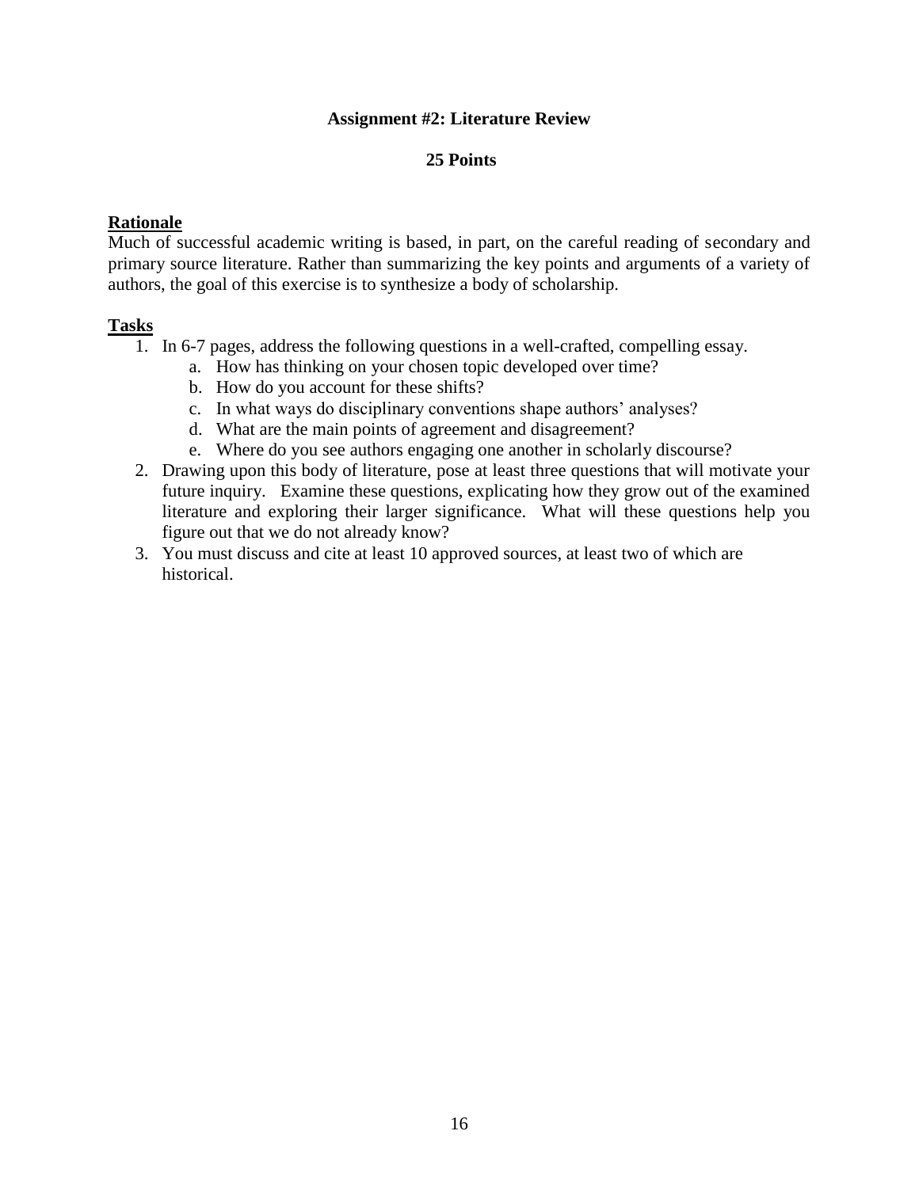## Assignment #2: Literature Review

**25 Points**

**Rationale**

Much of successful academic writing is based, in part, on the careful reading of secondary and primary source literature. Rather than summarizing the key points and arguments of a variety of authors, the goal of this exercise is to synthesize a body of scholarship.

**Tasks**

1. In 6-7 pages, address the following questions in a well-crafted, compelling essay.
   a. How has thinking on your chosen topic developed over time?
   b. How do you account for these shifts?
   c. In what ways do disciplinary conventions shape authors' analyses?
   d. What are the main points of agreement and disagreement?
   e. Where do you see authors engaging one another in scholarly discourse?
2. Drawing upon this body of literature, pose at least three questions that will motivate your future inquiry. Examine these questions, explicating how they grow out of the examined literature and exploring their larger significance. What will these questions help you figure out that we do not already know?
3. You must discuss and cite at least 10 approved sources, at least two of which are historical.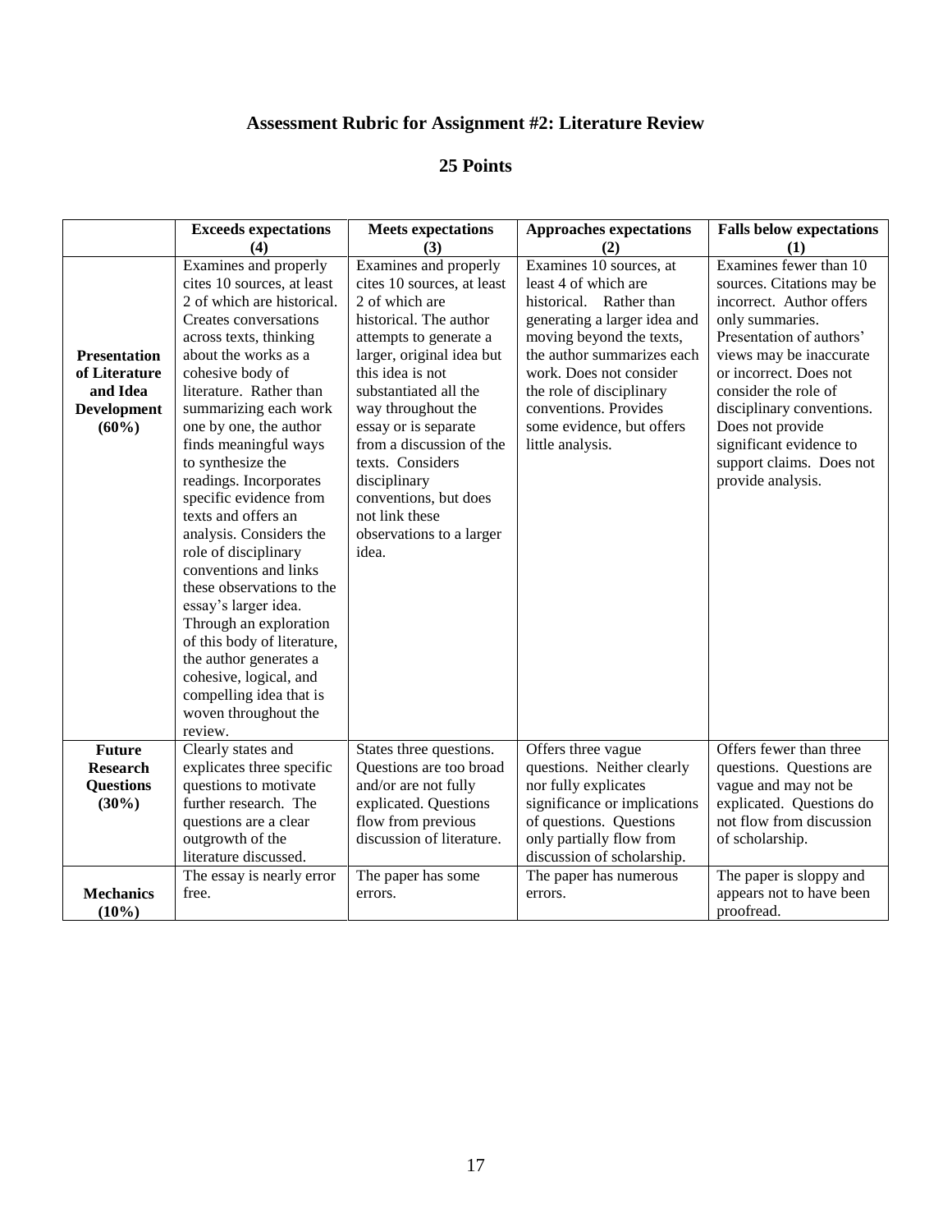# Assessment Rubric for Assignment #2: Literature Review

## 25 Points

| | Exceeds expectations (4) | Meets expectations (3) | Approaches expectations (2) | Falls below expectations (1) |
|---|---|---|---|---|
| **Presentation of Literature and Idea Development (60%)** | Examines and properly cites 10 sources, at least 2 of which are historical. Creates conversations across texts, thinking about the works as a cohesive body of literature. Rather than summarizing each work one by one, the author finds meaningful ways to synthesize the readings. Incorporates specific evidence from texts and offers an analysis. Considers the role of disciplinary conventions and links these observations to the essay's larger idea. Through an exploration of this body of literature, the author generates a cohesive, logical, and compelling idea that is woven throughout the review. | Examines and properly cites 10 sources, at least 2 of which are historical. The author attempts to generate a larger, original idea but this idea is not substantiated all the way throughout the essay or is separate from a discussion of the texts. Considers disciplinary conventions, but does not link these observations to a larger idea. | Examines 10 sources, at least 4 of which are historical. Rather than generating a larger idea and moving beyond the texts, the author summarizes each work. Does not consider the role of disciplinary conventions. Provides some evidence, but offers little analysis. | Examines fewer than 10 sources. Citations may be incorrect. Author offers only summaries. Presentation of authors' views may be inaccurate or incorrect. Does not consider the role of disciplinary conventions. Does not provide significant evidence to support claims. Does not provide analysis. |
| **Future Research Questions (30%)** | Clearly states and explicates three specific questions to motivate further research. The questions are a clear outgrowth of the literature discussed. | States three questions. Questions are too broad and/or are not fully explicated. Questions flow from previous discussion of literature. | Offers three vague questions. Neither clearly nor fully explicates significance or implications of questions. Questions only partially flow from discussion of scholarship. | Offers fewer than three questions. Questions are vague and may not be explicated. Questions do not flow from discussion of scholarship. |
| **Mechanics (10%)** | The essay is nearly error free. | The paper has some errors. | The paper has numerous errors. | The paper is sloppy and appears not to have been proofread. |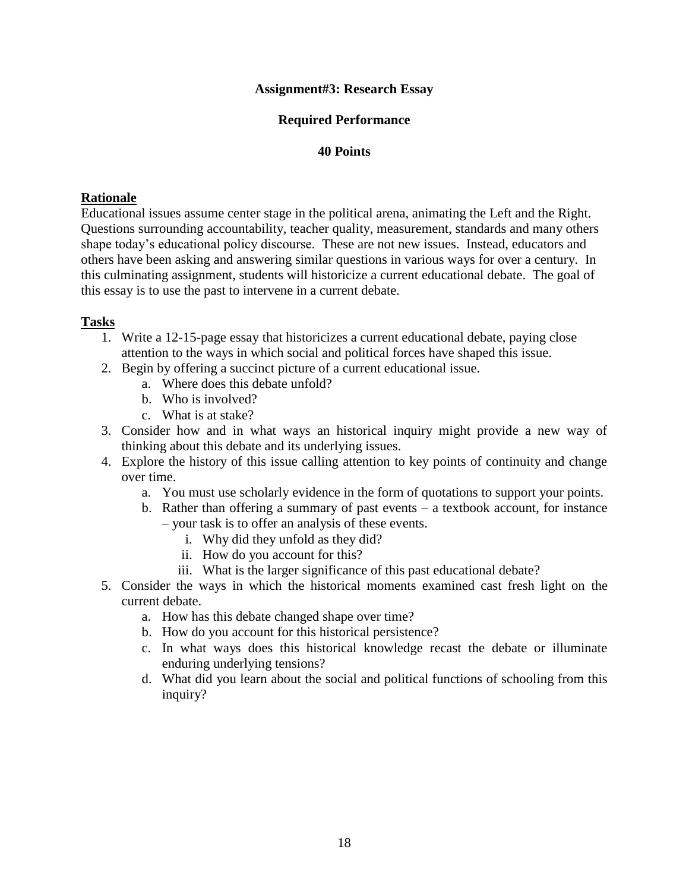**Assignment#3: Research Essay**

**Required Performance**

**40 Points**

**Rationale**

Educational issues assume center stage in the political arena, animating the Left and the Right. Questions surrounding accountability, teacher quality, measurement, standards and many others shape today's educational policy discourse. These are not new issues. Instead, educators and others have been asking and answering similar questions in various ways for over a century. In this culminating assignment, students will historicize a current educational debate. The goal of this essay is to use the past to intervene in a current debate.

**Tasks**

1. Write a 12-15-page essay that historicizes a current educational debate, paying close attention to the ways in which social and political forces have shaped this issue.
2. Begin by offering a succinct picture of a current educational issue.
   a. Where does this debate unfold?
   b. Who is involved?
   c. What is at stake?
3. Consider how and in what ways an historical inquiry might provide a new way of thinking about this debate and its underlying issues.
4. Explore the history of this issue calling attention to key points of continuity and change over time.
   a. You must use scholarly evidence in the form of quotations to support your points.
   b. Rather than offering a summary of past events – a textbook account, for instance – your task is to offer an analysis of these events.
      i. Why did they unfold as they did?
      ii. How do you account for this?
      iii. What is the larger significance of this past educational debate?
5. Consider the ways in which the historical moments examined cast fresh light on the current debate.
   a. How has this debate changed shape over time?
   b. How do you account for this historical persistence?
   c. In what ways does this historical knowledge recast the debate or illuminate enduring underlying tensions?
   d. What did you learn about the social and political functions of schooling from this inquiry?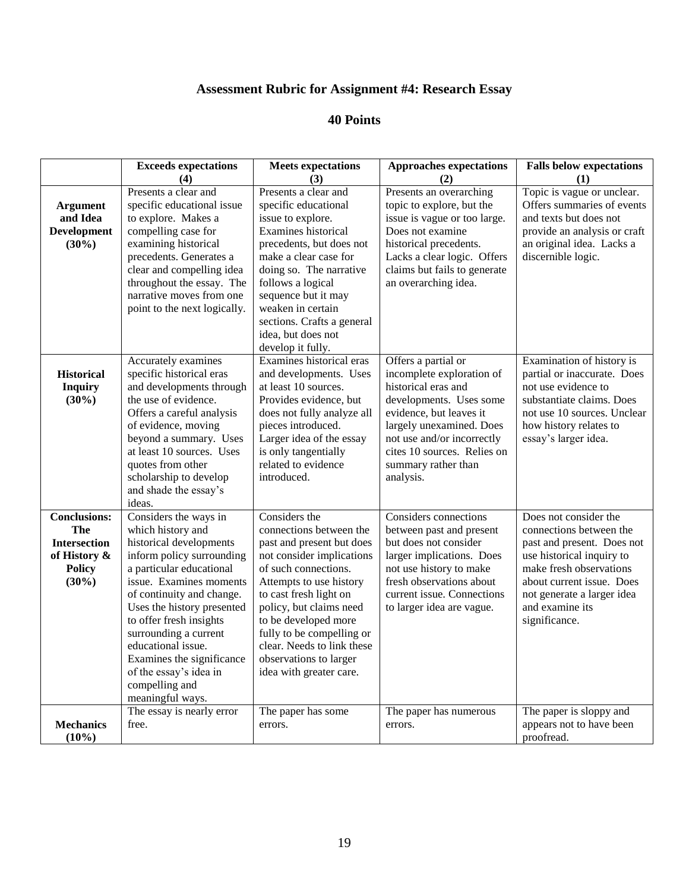## Assessment Rubric for Assignment #4: Research Essay

## 40 Points

| | Exceeds expectations (4) | Meets expectations (3) | Approaches expectations (2) | Falls below expectations (1) |
|---|---|---|---|---|
| **Argument and Idea Development (30%)** | Presents a clear and specific educational issue to explore. Makes a compelling case for examining historical precedents. Generates a clear and compelling idea throughout the essay. The narrative moves from one point to the next logically. | Presents a clear and specific educational issue to explore. Examines historical precedents, but does not make a clear case for doing so. The narrative follows a logical sequence but it may weaken in certain sections. Crafts a general idea, but does not develop it fully. | Presents an overarching topic to explore, but the issue is vague or too large. Does not examine historical precedents. Lacks a clear logic. Offers claims but fails to generate an overarching idea. | Topic is vague or unclear. Offers summaries of events and texts but does not provide an analysis or craft an original idea. Lacks a discernible logic. |
| **Historical Inquiry (30%)** | Accurately examines specific historical eras and developments through the use of evidence. Offers a careful analysis of evidence, moving beyond a summary. Uses at least 10 sources. Uses quotes from other scholarship to develop and shade the essay's ideas. | Examines historical eras and developments. Uses at least 10 sources. Provides evidence, but does not fully analyze all pieces introduced. Larger idea of the essay is only tangentially related to evidence introduced. | Offers a partial or incomplete exploration of historical eras and developments. Uses some evidence, but leaves it largely unexamined. Does not use and/or incorrectly cites 10 sources. Relies on summary rather than analysis. | Examination of history is partial or inaccurate. Does not use evidence to substantiate claims. Does not use 10 sources. Unclear how history relates to essay's larger idea. |
| **Conclusions: The Intersection of History & Policy (30%)** | Considers the ways in which history and historical developments inform policy surrounding a particular educational issue. Examines moments of continuity and change. Uses the history presented to offer fresh insights surrounding a current educational issue. Examines the significance of the essay's idea in compelling and meaningful ways. | Considers the connections between the past and present but does not consider implications of such connections. Attempts to use history to cast fresh light on policy, but claims need to be developed more fully to be compelling or clear. Needs to link these observations to larger idea with greater care. | Considers connections between past and present but does not consider larger implications. Does not use history to make fresh observations about current issue. Connections to larger idea are vague. | Does not consider the connections between the past and present. Does not use historical inquiry to make fresh observations about current issue. Does not generate a larger idea and examine its significance. |
| **Mechanics (10%)** | The essay is nearly error free. | The paper has some errors. | The paper has numerous errors. | The paper is sloppy and appears not to have been proofread. |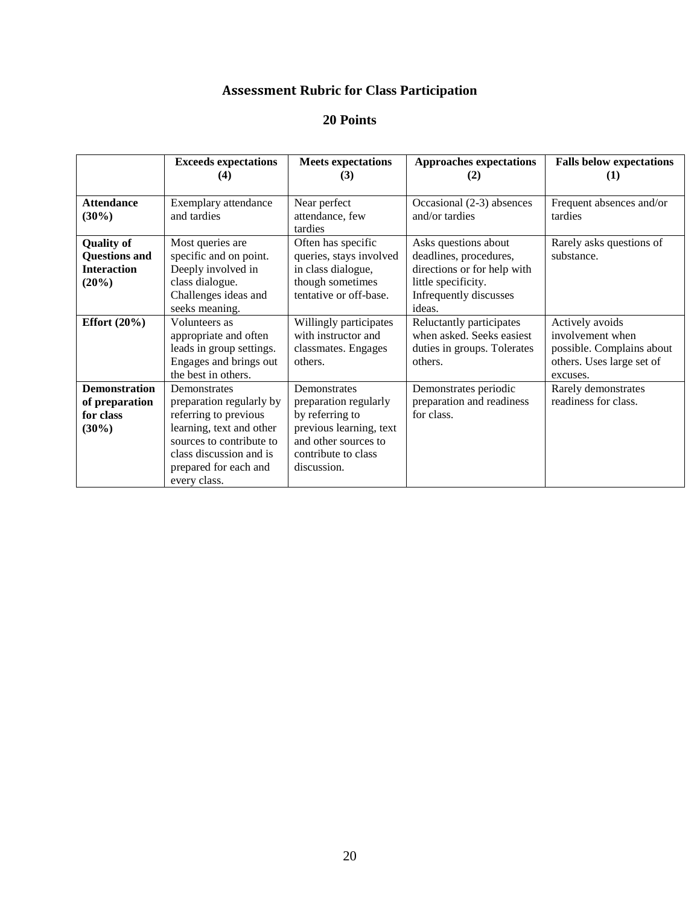## Assessment Rubric for Class Participation

## 20 Points

| | Exceeds expectations (4) | Meets expectations (3) | Approaches expectations (2) | Falls below expectations (1) |
|---|---|---|---|---|
| **Attendance (30%)** | Exemplary attendance and tardies | Near perfect attendance, few tardies | Occasional (2-3) absences and/or tardies | Frequent absences and/or tardies |
| **Quality of Questions and Interaction (20%)** | Most queries are specific and on point. Deeply involved in class dialogue. Challenges ideas and seeks meaning. | Often has specific queries, stays involved in class dialogue, though sometimes tentative or off-base. | Asks questions about deadlines, procedures, directions or for help with little specificity. Infrequently discusses ideas. | Rarely asks questions of substance. |
| **Effort (20%)** | Volunteers as appropriate and often leads in group settings. Engages and brings out the best in others. | Willingly participates with instructor and classmates. Engages others. | Reluctantly participates when asked. Seeks easiest duties in groups. Tolerates others. | Actively avoids involvement when possible. Complains about others. Uses large set of excuses. |
| **Demonstration of preparation for class (30%)** | Demonstrates preparation regularly by referring to previous learning, text and other sources to contribute to class discussion and is prepared for each and every class. | Demonstrates preparation regularly by referring to previous learning, text and other sources to contribute to class discussion. | Demonstrates periodic preparation and readiness for class. | Rarely demonstrates readiness for class. |